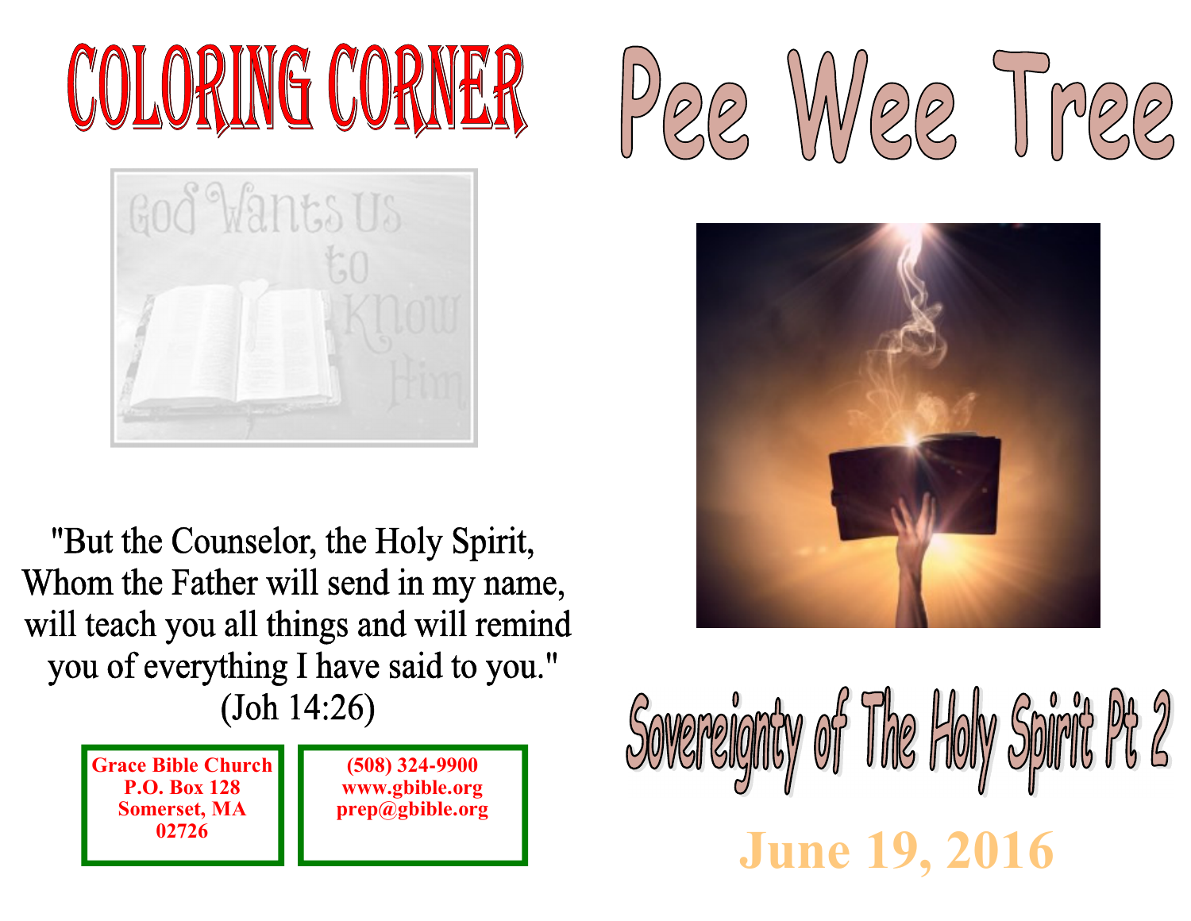# COLORING CORNER

God Wants Us to Know Him

"But the Counselor, the Holy Spirit,
Whom the Father will send in my name,
will teach you all things and will remind
you of everything I have said to you."
(Joh 14:26)

**Grace Bible Church**
**P.O. Box 128**
**Somerset, MA**
**02726**

**(508) 324-9900**
**www.gbible.org**
**prep@gbible.org**

# Pee Wee Tree

## Sovereignty of The Holy Spirit Pt 2

**June 19, 2016**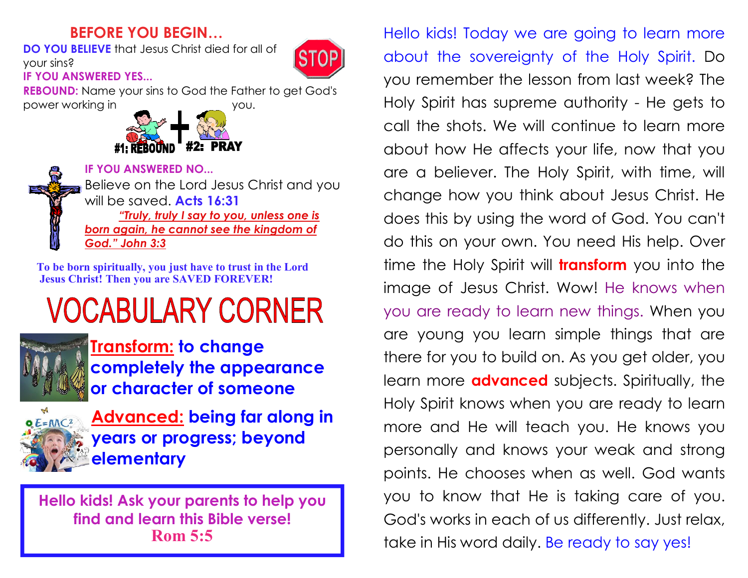## BEFORE YOU BEGIN…

**DO YOU BELIEVE** that Jesus Christ died for all of your sins?

**IF YOU ANSWERED YES...**

**REBOUND:** Name your sins to God the Father to get God's power working in you.

**#1: REBOUND + #2: PRAY**

**IF YOU ANSWERED NO...**

Believe on the Lord Jesus Christ and you will be saved. **Acts 16:31**

***"Truly, truly I say to you, unless one is born again, he cannot see the kingdom of God." John 3:3***

**To be born spiritually, you just have to trust in the Lord Jesus Christ! Then you are SAVED FOREVER!**

# VOCABULARY CORNER

**Transform: to change completely the appearance or character of someone**

**Advanced: being far along in years or progress; beyond elementary**

**Hello kids! Ask your parents to help you find and learn this Bible verse!**
**Rom 5:5**

Hello kids! Today we are going to learn more about the sovereignty of the Holy Spirit. Do you remember the lesson from last week? The Holy Spirit has supreme authority - He gets to call the shots. We will continue to learn more about how He affects your life, now that you are a believer. The Holy Spirit, with time, will change how you think about Jesus Christ. He does this by using the word of God. You can't do this on your own. You need His help. Over time the Holy Spirit will **transform** you into the image of Jesus Christ. Wow! He knows when you are ready to learn new things. When you are young you learn simple things that are there for you to build on. As you get older, you learn more **advanced** subjects. Spiritually, the Holy Spirit knows when you are ready to learn more and He will teach you. He knows you personally and knows your weak and strong points. He chooses when as well. God wants you to know that He is taking care of you. God's works in each of us differently. Just relax, take in His word daily. Be ready to say yes!